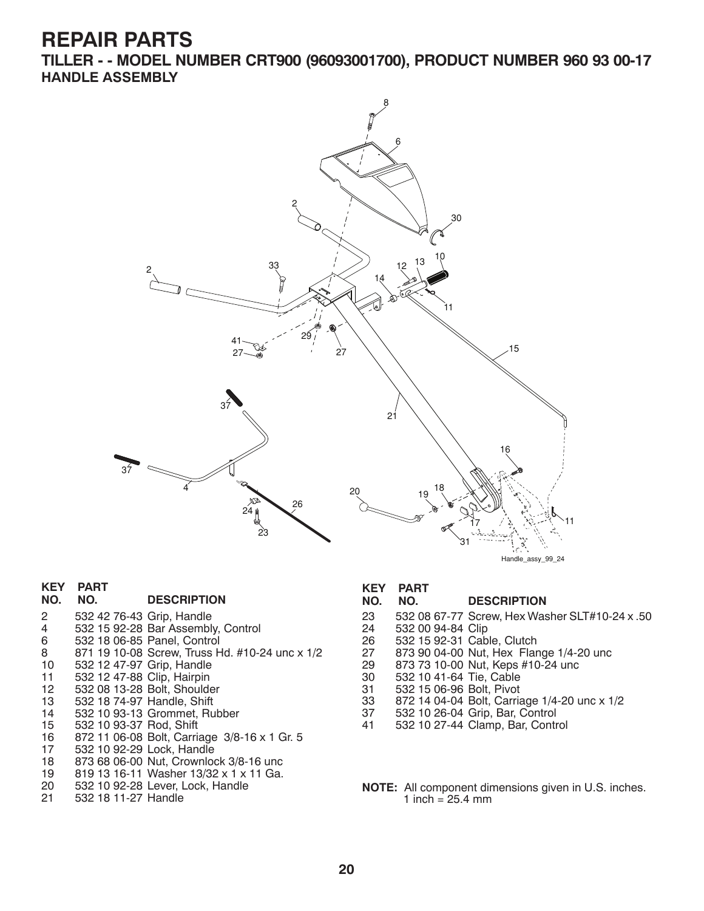# REPAIR PARTS

## TILLER - - MODEL NUMBER CRT900 (96093001700), PRODUCT NUMBER 960 93 00-17

### HANDLE ASSEMBLY

Handle_assy_99_24

| KEY NO. | PART NO. | DESCRIPTION |
| --- | --- | --- |
| 2 | 532 42 76-43 | Grip, Handle |
| 4 | 532 15 92-28 | Bar Assembly, Control |
| 6 | 532 18 06-85 | Panel, Control |
| 8 | 871 19 10-08 | Screw, Truss Hd. #10-24 unc x 1/2 |
| 10 | 532 12 47-97 | Grip, Handle |
| 11 | 532 12 47-88 | Clip, Hairpin |
| 12 | 532 08 13-28 | Bolt, Shoulder |
| 13 | 532 18 74-97 | Handle, Shift |
| 14 | 532 10 93-13 | Grommet, Rubber |
| 15 | 532 10 93-37 | Rod, Shift |
| 16 | 872 11 06-08 | Bolt, Carriage 3/8-16 x 1 Gr. 5 |
| 17 | 532 10 92-29 | Lock, Handle |
| 18 | 873 68 06-00 | Nut, Crownlock 3/8-16 unc |
| 19 | 819 13 16-11 | Washer 13/32 x 1 x 11 Ga. |
| 20 | 532 10 92-28 | Lever, Lock, Handle |
| 21 | 532 18 11-27 | Handle |
| 23 | 532 08 67-77 | Screw, Hex Washer SLT#10-24 x .50 |
| 24 | 532 00 94-84 | Clip |
| 26 | 532 15 92-31 | Cable, Clutch |
| 27 | 873 90 04-00 | Nut, Hex Flange 1/4-20 unc |
| 29 | 873 73 10-00 | Nut, Keps #10-24 unc |
| 30 | 532 10 41-64 | Tie, Cable |
| 31 | 532 15 06-96 | Bolt, Pivot |
| 33 | 872 14 04-04 | Bolt, Carriage 1/4-20 unc x 1/2 |
| 37 | 532 10 26-04 | Grip, Bar, Control |
| 41 | 532 10 27-44 | Clamp, Bar, Control |

**NOTE:** All component dimensions given in U.S. inches.
1 inch = 25.4 mm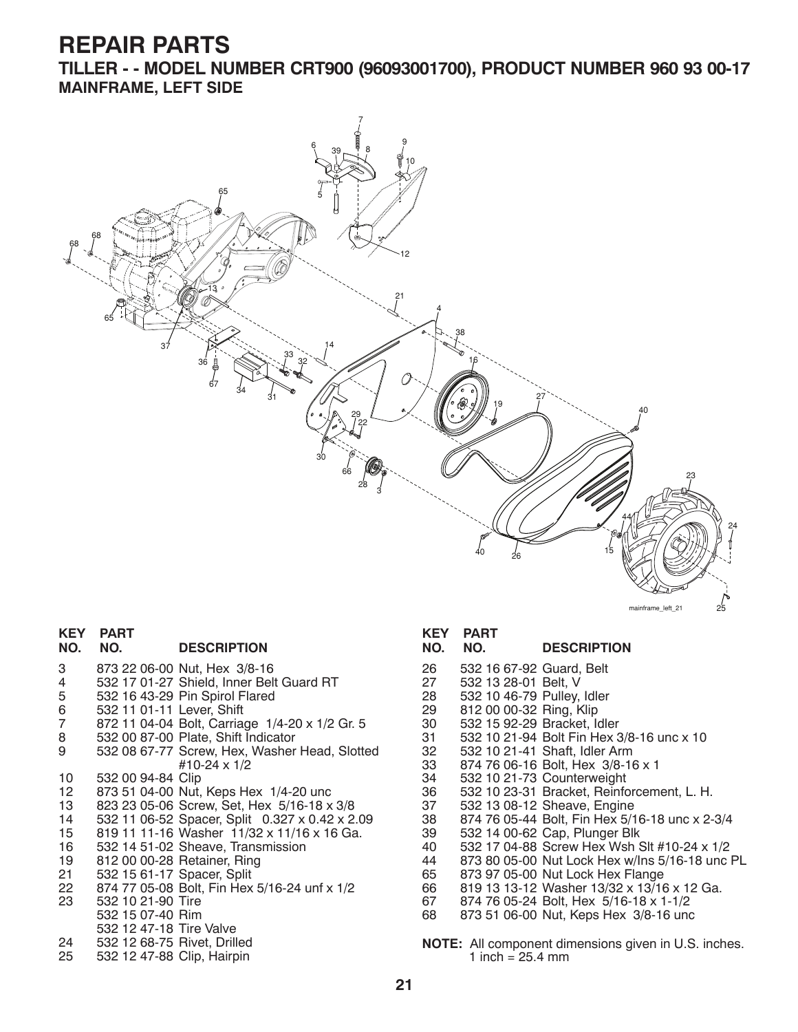# REPAIR PARTS

## TILLER - - MODEL NUMBER CRT900 (96093001700), PRODUCT NUMBER 960 93 00-17

### MAINFRAME, LEFT SIDE

mainframe_left_21

| KEY NO. | PART NO. | DESCRIPTION |
|---|---|---|
| 3 | 873 22 06-00 | Nut, Hex 3/8-16 |
| 4 | 532 17 01-27 | Shield, Inner Belt Guard RT |
| 5 | 532 16 43-29 | Pin Spirol Flared |
| 6 | 532 11 01-11 | Lever, Shift |
| 7 | 872 11 04-04 | Bolt, Carriage 1/4-20 x 1/2 Gr. 5 |
| 8 | 532 00 87-00 | Plate, Shift Indicator |
| 9 | 532 08 67-77 | Screw, Hex, Washer Head, Slotted #10-24 x 1/2 |
| 10 | 532 00 94-84 | Clip |
| 12 | 873 51 04-00 | Nut, Keps Hex 1/4-20 unc |
| 13 | 823 23 05-06 | Screw, Set, Hex 5/16-18 x 3/8 |
| 14 | 532 11 06-52 | Spacer, Split 0.327 x 0.42 x 2.09 |
| 15 | 819 11 11-16 | Washer 11/32 x 11/16 x 16 Ga. |
| 16 | 532 14 51-02 | Sheave, Transmission |
| 19 | 812 00 00-28 | Retainer, Ring |
| 21 | 532 15 61-17 | Spacer, Split |
| 22 | 874 77 05-08 | Bolt, Fin Hex 5/16-24 unf x 1/2 |
| 23 | 532 10 21-90 | Tire |
| | 532 15 07-40 | Rim |
| | 532 12 47-18 | Tire Valve |
| 24 | 532 12 68-75 | Rivet, Drilled |
| 25 | 532 12 47-88 | Clip, Hairpin |
| 26 | 532 16 67-92 | Guard, Belt |
| 27 | 532 13 28-01 | Belt, V |
| 28 | 532 10 46-79 | Pulley, Idler |
| 29 | 812 00 00-32 | Ring, Klip |
| 30 | 532 15 92-29 | Bracket, Idler |
| 31 | 532 10 21-94 | Bolt Fin Hex 3/8-16 unc x 10 |
| 32 | 532 10 21-41 | Shaft, Idler Arm |
| 33 | 874 76 06-16 | Bolt, Hex 3/8-16 x 1 |
| 34 | 532 10 21-73 | Counterweight |
| 36 | 532 10 23-31 | Bracket, Reinforcement, L. H. |
| 37 | 532 13 08-12 | Sheave, Engine |
| 38 | 874 76 05-44 | Bolt, Fin Hex 5/16-18 unc x 2-3/4 |
| 39 | 532 14 00-62 | Cap, Plunger Blk |
| 40 | 532 17 04-88 | Screw Hex Wsh Slt #10-24 x 1/2 |
| 44 | 873 80 05-00 | Nut Lock Hex w/Ins 5/16-18 unc PL |
| 65 | 873 97 05-00 | Nut Lock Hex Flange |
| 66 | 819 13 13-12 | Washer 13/32 x 13/16 x 12 Ga. |
| 67 | 874 76 05-24 | Bolt, Hex 5/16-18 x 1-1/2 |
| 68 | 873 51 06-00 | Nut, Keps Hex 3/8-16 unc |

**NOTE:** All component dimensions given in U.S. inches.
1 inch = 25.4 mm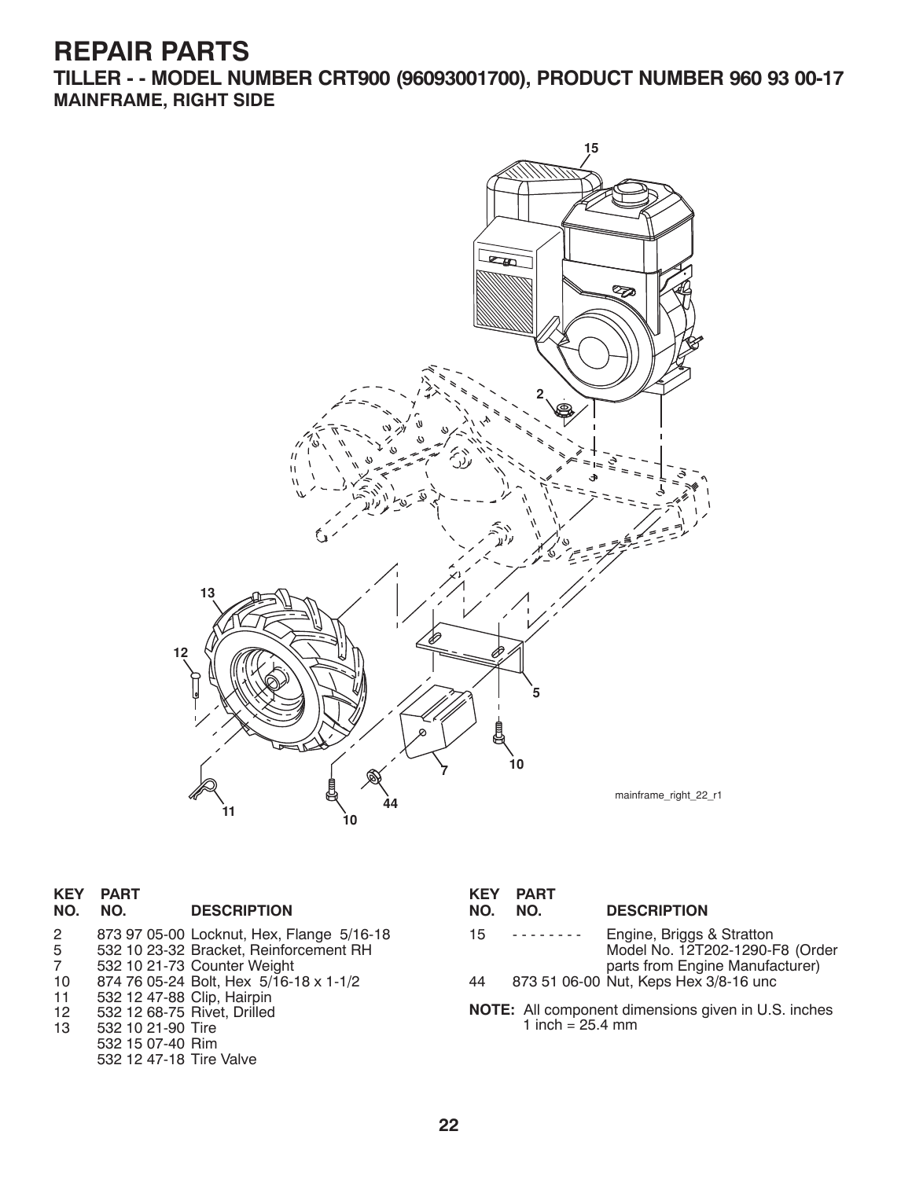# REPAIR PARTS

## TILLER - - MODEL NUMBER CRT900 (96093001700), PRODUCT NUMBER 960 93 00-17

### MAINFRAME, RIGHT SIDE

mainframe_right_22_r1

| KEY NO. | PART NO. | DESCRIPTION |
|---|---|---|
| 2 | 873 97 05-00 | Locknut, Hex, Flange 5/16-18 |
| 5 | 532 10 23-32 | Bracket, Reinforcement RH |
| 7 | 532 10 21-73 | Counter Weight |
| 10 | 874 76 05-24 | Bolt, Hex 5/16-18 x 1-1/2 |
| 11 | 532 12 47-88 | Clip, Hairpin |
| 12 | 532 12 68-75 | Rivet, Drilled |
| 13 | 532 10 21-90 | Tire |
| | 532 15 07-40 | Rim |
| | 532 12 47-18 | Tire Valve |
| 15 | - - - - - - - - | Engine, Briggs & Stratton Model No. 12T202-1290-F8 (Order parts from Engine Manufacturer) |
| 44 | 873 51 06-00 | Nut, Keps Hex 3/8-16 unc |

**NOTE:** All component dimensions given in U.S. inches 1 inch = 25.4 mm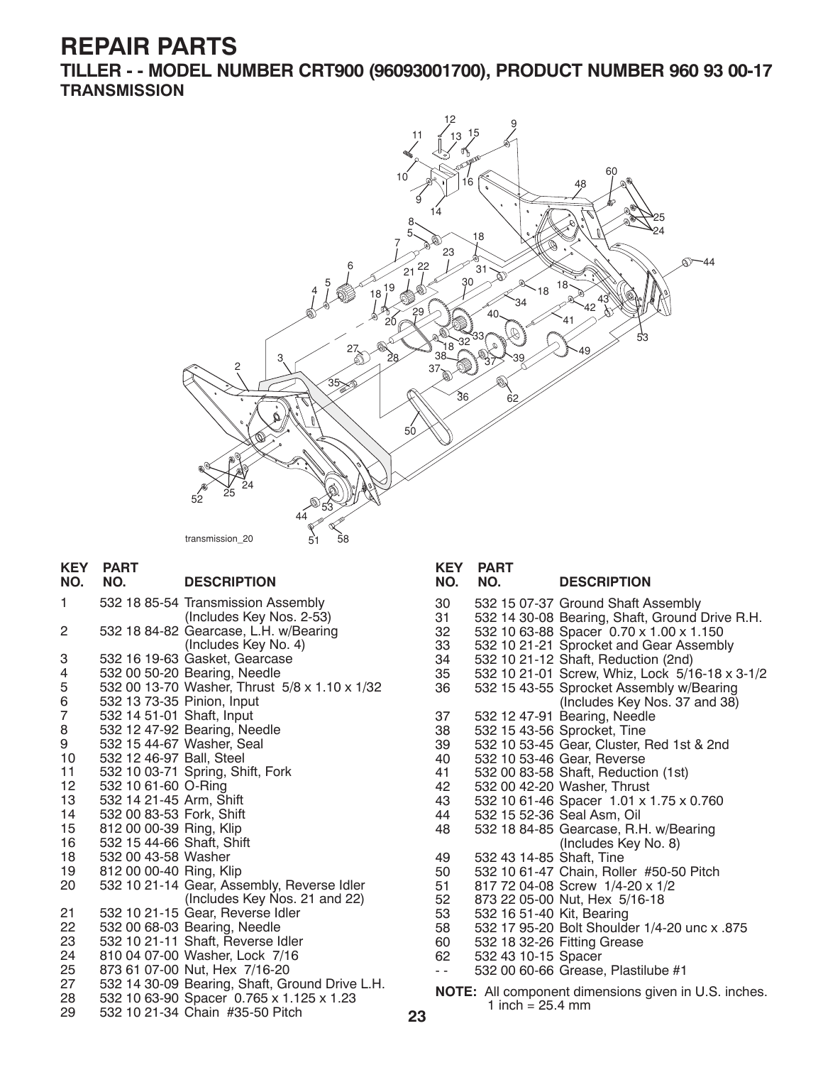# REPAIR PARTS

## TILLER - - MODEL NUMBER CRT900 (96093001700), PRODUCT NUMBER 960 93 00-17

### TRANSMISSION

transmission_20

| KEY NO. | PART NO. | DESCRIPTION |
|---|---|---|
| 1 | 532 18 85-54 | Transmission Assembly (Includes Key Nos. 2-53) |
| 2 | 532 18 84-82 | Gearcase, L.H. w/Bearing (Includes Key No. 4) |
| 3 | 532 16 19-63 | Gasket, Gearcase |
| 4 | 532 00 50-20 | Bearing, Needle |
| 5 | 532 00 13-70 | Washer, Thrust 5/8 x 1.10 x 1/32 |
| 6 | 532 13 73-35 | Pinion, Input |
| 7 | 532 14 51-01 | Shaft, Input |
| 8 | 532 12 47-92 | Bearing, Needle |
| 9 | 532 15 44-67 | Washer, Seal |
| 10 | 532 12 46-97 | Ball, Steel |
| 11 | 532 10 03-71 | Spring, Shift, Fork |
| 12 | 532 10 61-60 | O-Ring |
| 13 | 532 14 21-45 | Arm, Shift |
| 14 | 532 00 83-53 | Fork, Shift |
| 15 | 812 00 00-39 | Ring, Klip |
| 16 | 532 15 44-66 | Shaft, Shift |
| 18 | 532 00 43-58 | Washer |
| 19 | 812 00 00-40 | Ring, Klip |
| 20 | 532 10 21-14 | Gear, Assembly, Reverse Idler (Includes Key Nos. 21 and 22) |
| 21 | 532 10 21-15 | Gear, Reverse Idler |
| 22 | 532 00 68-03 | Bearing, Needle |
| 23 | 532 10 21-11 | Shaft, Reverse Idler |
| 24 | 810 04 07-00 | Washer, Lock 7/16 |
| 25 | 873 61 07-00 | Nut, Hex 7/16-20 |
| 27 | 532 14 30-09 | Bearing, Shaft, Ground Drive L.H. |
| 28 | 532 10 63-90 | Spacer 0.765 x 1.125 x 1.23 |
| 29 | 532 10 21-34 | Chain #35-50 Pitch |
| 30 | 532 15 07-37 | Ground Shaft Assembly |
| 31 | 532 14 30-08 | Bearing, Shaft, Ground Drive R.H. |
| 32 | 532 10 63-88 | Spacer 0.70 x 1.00 x 1.150 |
| 33 | 532 10 21-21 | Sprocket and Gear Assembly |
| 34 | 532 10 21-12 | Shaft, Reduction (2nd) |
| 35 | 532 10 21-01 | Screw, Whiz, Lock 5/16-18 x 3-1/2 |
| 36 | 532 15 43-55 | Sprocket Assembly w/Bearing (Includes Key Nos. 37 and 38) |
| 37 | 532 12 47-91 | Bearing, Needle |
| 38 | 532 15 43-56 | Sprocket, Tine |
| 39 | 532 10 53-45 | Gear, Cluster, Red 1st & 2nd |
| 40 | 532 10 53-46 | Gear, Reverse |
| 41 | 532 00 83-58 | Shaft, Reduction (1st) |
| 42 | 532 00 42-20 | Washer, Thrust |
| 43 | 532 10 61-46 | Spacer 1.01 x 1.75 x 0.760 |
| 44 | 532 15 52-36 | Seal Asm, Oil |
| 48 | 532 18 84-85 | Gearcase, R.H. w/Bearing (Includes Key No. 8) |
| 49 | 532 43 14-85 | Shaft, Tine |
| 50 | 532 10 61-47 | Chain, Roller #50-50 Pitch |
| 51 | 817 72 04-08 | Screw 1/4-20 x 1/2 |
| 52 | 873 22 05-00 | Nut, Hex 5/16-18 |
| 53 | 532 16 51-40 | Kit, Bearing |
| 58 | 532 17 95-20 | Bolt Shoulder 1/4-20 unc x .875 |
| 60 | 532 18 32-26 | Fitting Grease |
| 62 | 532 43 10-15 | Spacer |
| - - | 532 00 60-66 | Grease, Plastilube #1 |

**NOTE:** All component dimensions given in U.S. inches.
1 inch = 25.4 mm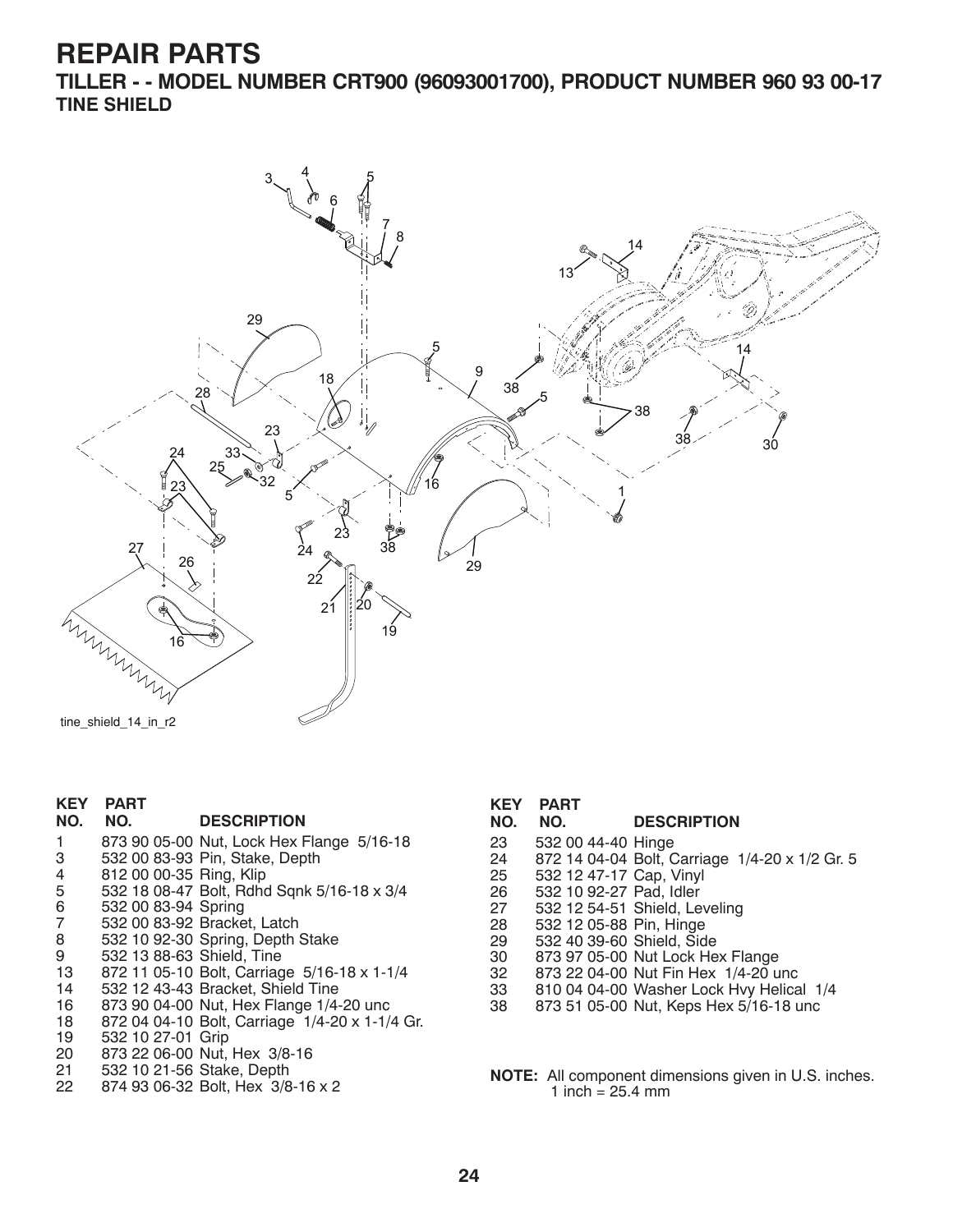# REPAIR PARTS

## TILLER - - MODEL NUMBER CRT900 (96093001700), PRODUCT NUMBER 960 93 00-17

### TINE SHIELD

tine_shield_14_in_r2

| KEY NO. | PART NO. | DESCRIPTION |
|---|---|---|
| 1 | 873 90 05-00 | Nut, Lock Hex Flange 5/16-18 |
| 3 | 532 00 83-93 | Pin, Stake, Depth |
| 4 | 812 00 00-35 | Ring, Klip |
| 5 | 532 18 08-47 | Bolt, Rdhd Sqnk 5/16-18 x 3/4 |
| 6 | 532 00 83-94 | Spring |
| 7 | 532 00 83-92 | Bracket, Latch |
| 8 | 532 10 92-30 | Spring, Depth Stake |
| 9 | 532 13 88-63 | Shield, Tine |
| 13 | 872 11 05-10 | Bolt, Carriage 5/16-18 x 1-1/4 |
| 14 | 532 12 43-43 | Bracket, Shield Tine |
| 16 | 873 90 04-00 | Nut, Hex Flange 1/4-20 unc |
| 18 | 872 04 04-10 | Bolt, Carriage 1/4-20 x 1-1/4 Gr. |
| 19 | 532 10 27-01 | Grip |
| 20 | 873 22 06-00 | Nut, Hex 3/8-16 |
| 21 | 532 10 21-56 | Stake, Depth |
| 22 | 874 93 06-32 | Bolt, Hex 3/8-16 x 2 |
| 23 | 532 00 44-40 | Hinge |
| 24 | 872 14 04-04 | Bolt, Carriage 1/4-20 x 1/2 Gr. 5 |
| 25 | 532 12 47-17 | Cap, Vinyl |
| 26 | 532 10 92-27 | Pad, Idler |
| 27 | 532 12 54-51 | Shield, Leveling |
| 28 | 532 12 05-88 | Pin, Hinge |
| 29 | 532 40 39-60 | Shield, Side |
| 30 | 873 97 05-00 | Nut Lock Hex Flange |
| 32 | 873 22 04-00 | Nut Fin Hex 1/4-20 unc |
| 33 | 810 04 04-00 | Washer Lock Hvy Helical 1/4 |
| 38 | 873 51 05-00 | Nut, Keps Hex 5/16-18 unc |

**NOTE:** All component dimensions given in U.S. inches.
1 inch = 25.4 mm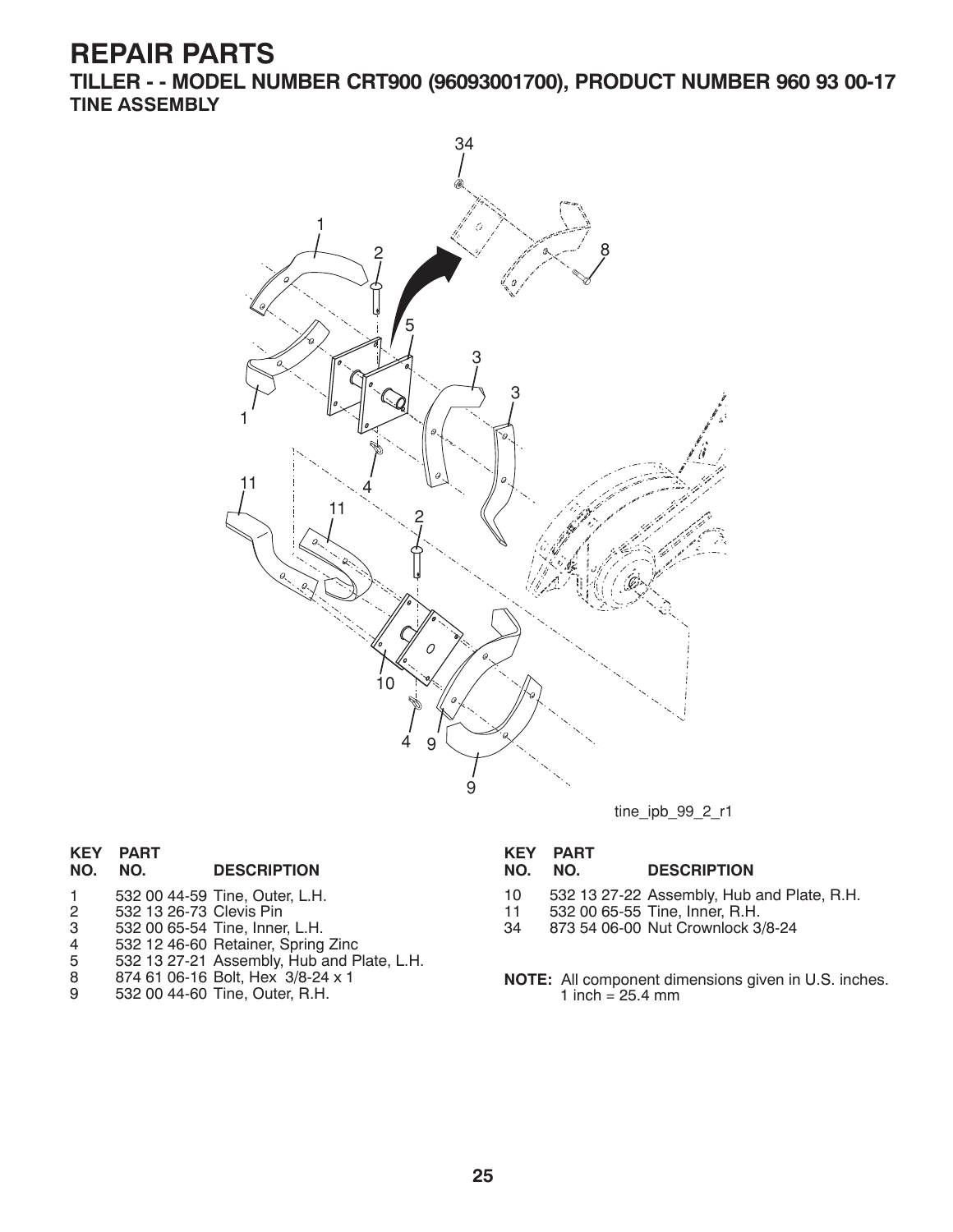# REPAIR PARTS

## TILLER - - MODEL NUMBER CRT900 (96093001700), PRODUCT NUMBER 960 93 00-17

### TINE ASSEMBLY

tine_ipb_99_2_r1

| KEY NO. | PART NO. | DESCRIPTION |
|---|---|---|
| 1 | 532 00 44-59 | Tine, Outer, L.H. |
| 2 | 532 13 26-73 | Clevis Pin |
| 3 | 532 00 65-54 | Tine, Inner, L.H. |
| 4 | 532 12 46-60 | Retainer, Spring Zinc |
| 5 | 532 13 27-21 | Assembly, Hub and Plate, L.H. |
| 8 | 874 61 06-16 | Bolt, Hex 3/8-24 x 1 |
| 9 | 532 00 44-60 | Tine, Outer, R.H. |
| 10 | 532 13 27-22 | Assembly, Hub and Plate, R.H. |
| 11 | 532 00 65-55 | Tine, Inner, R.H. |
| 34 | 873 54 06-00 | Nut Crownlock 3/8-24 |

**NOTE:** All component dimensions given in U.S. inches.
1 inch = 25.4 mm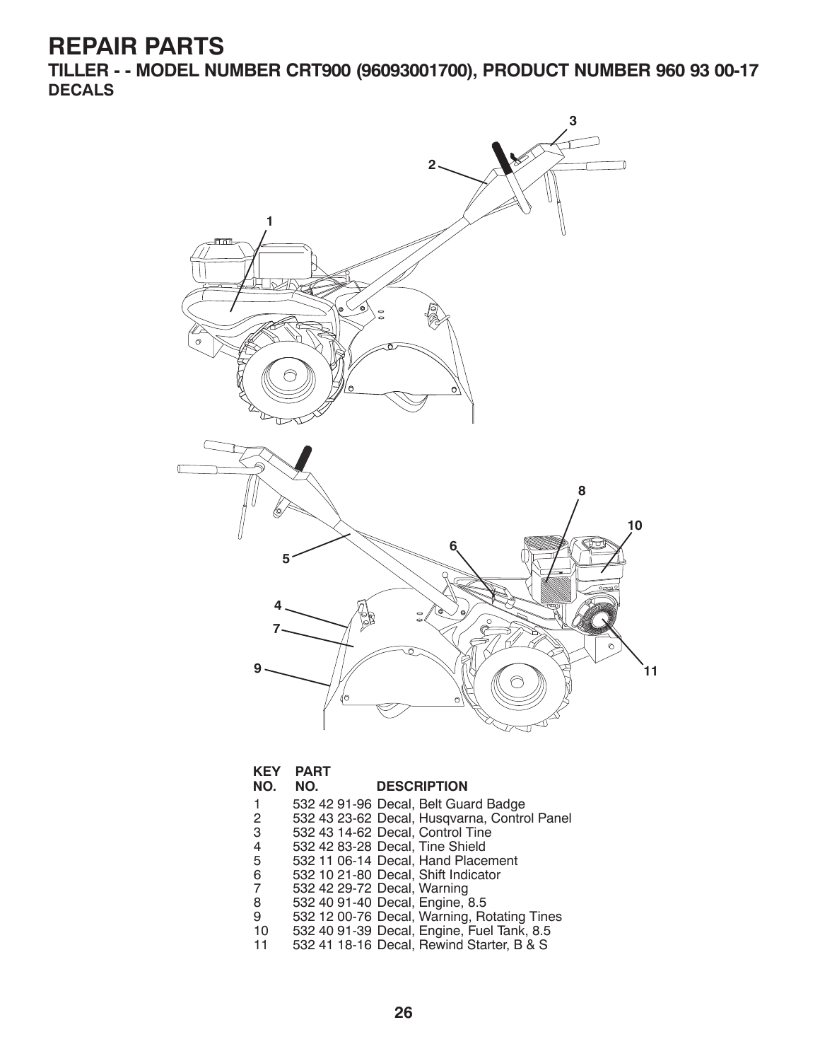# REPAIR PARTS

## TILLER - - MODEL NUMBER CRT900 (96093001700), PRODUCT NUMBER 960 93 00-17

### DECALS

| KEY NO. | PART NO. | DESCRIPTION |
|---|---|---|
| 1 | 532 42 91-96 | Decal, Belt Guard Badge |
| 2 | 532 43 23-62 | Decal, Husqvarna, Control Panel |
| 3 | 532 43 14-62 | Decal, Control Tine |
| 4 | 532 42 83-28 | Decal, Tine Shield |
| 5 | 532 11 06-14 | Decal, Hand Placement |
| 6 | 532 10 21-80 | Decal, Shift Indicator |
| 7 | 532 42 29-72 | Decal, Warning |
| 8 | 532 40 91-40 | Decal, Engine, 8.5 |
| 9 | 532 12 00-76 | Decal, Warning, Rotating Tines |
| 10 | 532 40 91-39 | Decal, Engine, Fuel Tank, 8.5 |
| 11 | 532 41 18-16 | Decal, Rewind Starter, B & S |